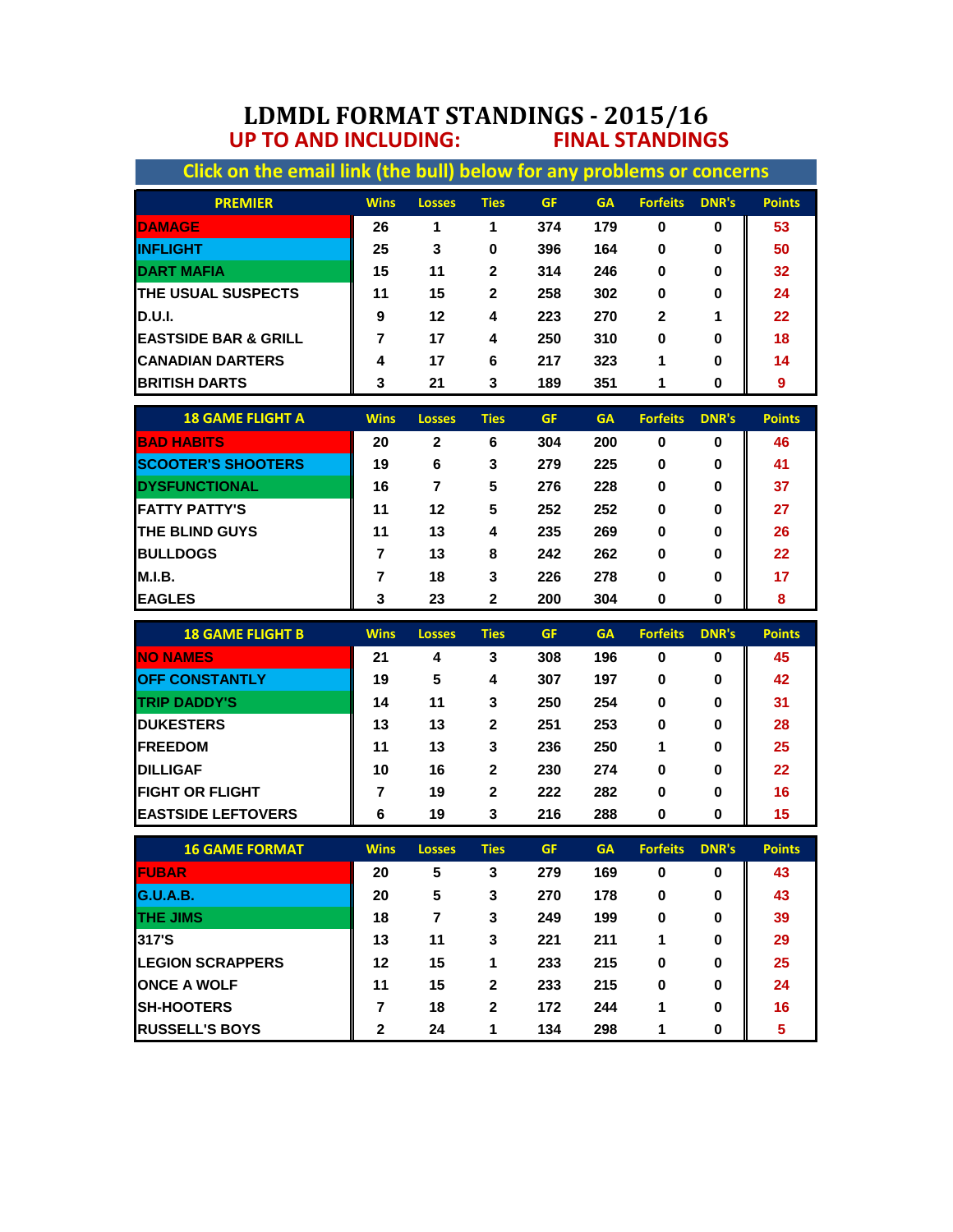# LDMDL FORMAT STANDINGS - 2015/16

## UP TO AND INCLUDING: FINAL STANDINGS

Click on the email link (the bull) below for any problems or concerns

| PREMIER | Wins | Losses | Ties | GF | GA | Forfeits | DNR's | Points |
|---|---|---|---|---|---|---|---|---|
| DAMAGE | 26 | 1 | 1 | 374 | 179 | 0 | 0 | 53 |
| INFLIGHT | 25 | 3 | 0 | 396 | 164 | 0 | 0 | 50 |
| DART MAFIA | 15 | 11 | 2 | 314 | 246 | 0 | 0 | 32 |
| THE USUAL SUSPECTS | 11 | 15 | 2 | 258 | 302 | 0 | 0 | 24 |
| D.U.I. | 9 | 12 | 4 | 223 | 270 | 2 | 1 | 22 |
| EASTSIDE BAR & GRILL | 7 | 17 | 4 | 250 | 310 | 0 | 0 | 18 |
| CANADIAN DARTERS | 4 | 17 | 6 | 217 | 323 | 1 | 0 | 14 |
| BRITISH DARTS | 3 | 21 | 3 | 189 | 351 | 1 | 0 | 9 |

| 18 GAME FLIGHT A | Wins | Losses | Ties | GF | GA | Forfeits | DNR's | Points |
|---|---|---|---|---|---|---|---|---|
| BAD HABITS | 20 | 2 | 6 | 304 | 200 | 0 | 0 | 46 |
| SCOOTER'S SHOOTERS | 19 | 6 | 3 | 279 | 225 | 0 | 0 | 41 |
| DYSFUNCTIONAL | 16 | 7 | 5 | 276 | 228 | 0 | 0 | 37 |
| FATTY PATTY'S | 11 | 12 | 5 | 252 | 252 | 0 | 0 | 27 |
| THE BLIND GUYS | 11 | 13 | 4 | 235 | 269 | 0 | 0 | 26 |
| BULLDOGS | 7 | 13 | 8 | 242 | 262 | 0 | 0 | 22 |
| M.I.B. | 7 | 18 | 3 | 226 | 278 | 0 | 0 | 17 |
| EAGLES | 3 | 23 | 2 | 200 | 304 | 0 | 0 | 8 |

| 18 GAME FLIGHT B | Wins | Losses | Ties | GF | GA | Forfeits | DNR's | Points |
|---|---|---|---|---|---|---|---|---|
| NO NAMES | 21 | 4 | 3 | 308 | 196 | 0 | 0 | 45 |
| OFF CONSTANTLY | 19 | 5 | 4 | 307 | 197 | 0 | 0 | 42 |
| TRIP DADDY'S | 14 | 11 | 3 | 250 | 254 | 0 | 0 | 31 |
| DUKESTERS | 13 | 13 | 2 | 251 | 253 | 0 | 0 | 28 |
| FREEDOM | 11 | 13 | 3 | 236 | 250 | 1 | 0 | 25 |
| DILLIGAF | 10 | 16 | 2 | 230 | 274 | 0 | 0 | 22 |
| FIGHT OR FLIGHT | 7 | 19 | 2 | 222 | 282 | 0 | 0 | 16 |
| EASTSIDE LEFTOVERS | 6 | 19 | 3 | 216 | 288 | 0 | 0 | 15 |

| 16 GAME FORMAT | Wins | Losses | Ties | GF | GA | Forfeits | DNR's | Points |
|---|---|---|---|---|---|---|---|---|
| FUBAR | 20 | 5 | 3 | 279 | 169 | 0 | 0 | 43 |
| G.U.A.B. | 20 | 5 | 3 | 270 | 178 | 0 | 0 | 43 |
| THE JIMS | 18 | 7 | 3 | 249 | 199 | 0 | 0 | 39 |
| 317'S | 13 | 11 | 3 | 221 | 211 | 1 | 0 | 29 |
| LEGION SCRAPPERS | 12 | 15 | 1 | 233 | 215 | 0 | 0 | 25 |
| ONCE A WOLF | 11 | 15 | 2 | 233 | 215 | 0 | 0 | 24 |
| SH-HOOTERS | 7 | 18 | 2 | 172 | 244 | 1 | 0 | 16 |
| RUSSELL'S BOYS | 2 | 24 | 1 | 134 | 298 | 1 | 0 | 5 |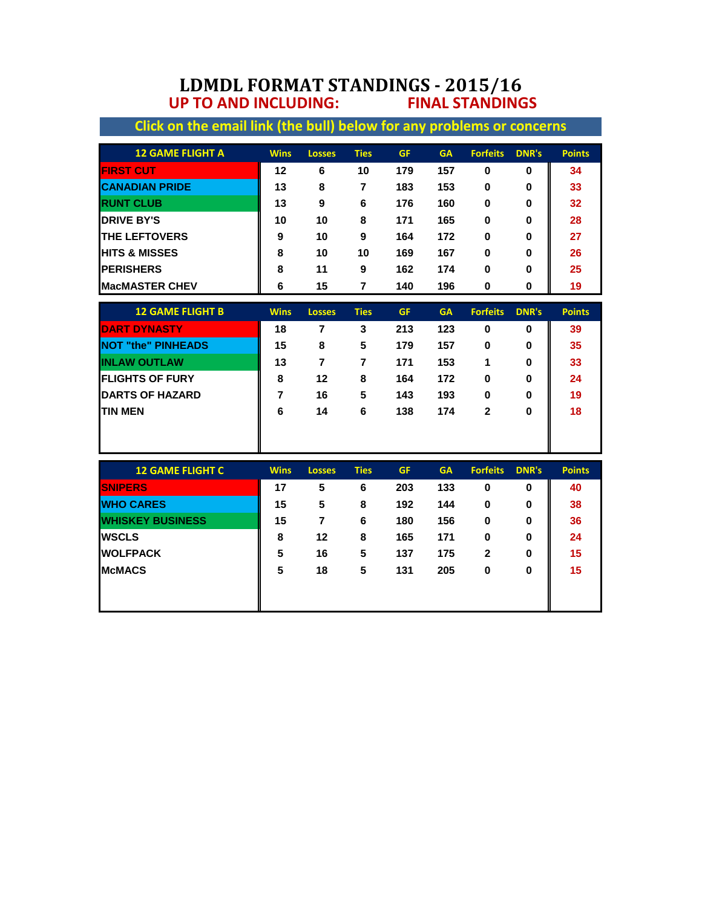# LDMDL FORMAT STANDINGS - 2015/16

**UP TO AND INCLUDING: FINAL STANDINGS**

**Click on the email link (the bull) below for any problems or concerns**

| 12 GAME FLIGHT A | Wins | Losses | Ties | GF | GA | Forfeits | DNR's | Points |
|---|---|---|---|---|---|---|---|---|
| FIRST CUT | 12 | 6 | 10 | 179 | 157 | 0 | 0 | 34 |
| CANADIAN PRIDE | 13 | 8 | 7 | 183 | 153 | 0 | 0 | 33 |
| RUNT CLUB | 13 | 9 | 6 | 176 | 160 | 0 | 0 | 32 |
| DRIVE BY'S | 10 | 10 | 8 | 171 | 165 | 0 | 0 | 28 |
| THE LEFTOVERS | 9 | 10 | 9 | 164 | 172 | 0 | 0 | 27 |
| HITS & MISSES | 8 | 10 | 10 | 169 | 167 | 0 | 0 | 26 |
| PERISHERS | 8 | 11 | 9 | 162 | 174 | 0 | 0 | 25 |
| MacMASTER CHEV | 6 | 15 | 7 | 140 | 196 | 0 | 0 | 19 |

| 12 GAME FLIGHT B | Wins | Losses | Ties | GF | GA | Forfeits | DNR's | Points |
|---|---|---|---|---|---|---|---|---|
| DART DYNASTY | 18 | 7 | 3 | 213 | 123 | 0 | 0 | 39 |
| NOT "the" PINHEADS | 15 | 8 | 5 | 179 | 157 | 0 | 0 | 35 |
| INLAW OUTLAW | 13 | 7 | 7 | 171 | 153 | 1 | 0 | 33 |
| FLIGHTS OF FURY | 8 | 12 | 8 | 164 | 172 | 0 | 0 | 24 |
| DARTS OF HAZARD | 7 | 16 | 5 | 143 | 193 | 0 | 0 | 19 |
| TIN MEN | 6 | 14 | 6 | 138 | 174 | 2 | 0 | 18 |

| 12 GAME FLIGHT C | Wins | Losses | Ties | GF | GA | Forfeits | DNR's | Points |
|---|---|---|---|---|---|---|---|---|
| SNIPERS | 17 | 5 | 6 | 203 | 133 | 0 | 0 | 40 |
| WHO CARES | 15 | 5 | 8 | 192 | 144 | 0 | 0 | 38 |
| WHISKEY BUSINESS | 15 | 7 | 6 | 180 | 156 | 0 | 0 | 36 |
| WSCLS | 8 | 12 | 8 | 165 | 171 | 0 | 0 | 24 |
| WOLFPACK | 5 | 16 | 5 | 137 | 175 | 2 | 0 | 15 |
| McMACS | 5 | 18 | 5 | 131 | 205 | 0 | 0 | 15 |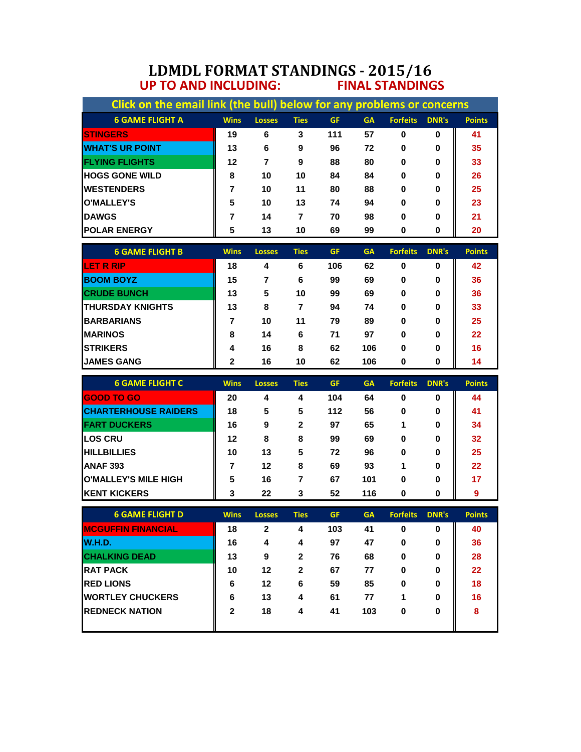# LDMDL FORMAT STANDINGS - 2015/16

## UP TO AND INCLUDING: FINAL STANDINGS

Click on the email link (the bull) below for any problems or concerns

| 6 GAME FLIGHT A | Wins | Losses | Ties | GF | GA | Forfeits | DNR's | Points |
|---|---|---|---|---|---|---|---|---|
| STINGERS | 19 | 6 | 3 | 111 | 57 | 0 | 0 | 41 |
| WHAT'S UR POINT | 13 | 6 | 9 | 96 | 72 | 0 | 0 | 35 |
| FLYING FLIGHTS | 12 | 7 | 9 | 88 | 80 | 0 | 0 | 33 |
| HOGS GONE WILD | 8 | 10 | 10 | 84 | 84 | 0 | 0 | 26 |
| WESTENDERS | 7 | 10 | 11 | 80 | 88 | 0 | 0 | 25 |
| O'MALLEY'S | 5 | 10 | 13 | 74 | 94 | 0 | 0 | 23 |
| DAWGS | 7 | 14 | 7 | 70 | 98 | 0 | 0 | 21 |
| POLAR ENERGY | 5 | 13 | 10 | 69 | 99 | 0 | 0 | 20 |

| 6 GAME FLIGHT B | Wins | Losses | Ties | GF | GA | Forfeits | DNR's | Points |
|---|---|---|---|---|---|---|---|---|
| LET R RIP | 18 | 4 | 6 | 106 | 62 | 0 | 0 | 42 |
| BOOM BOYZ | 15 | 7 | 6 | 99 | 69 | 0 | 0 | 36 |
| CRUDE BUNCH | 13 | 5 | 10 | 99 | 69 | 0 | 0 | 36 |
| THURSDAY KNIGHTS | 13 | 8 | 7 | 94 | 74 | 0 | 0 | 33 |
| BARBARIANS | 7 | 10 | 11 | 79 | 89 | 0 | 0 | 25 |
| MARINOS | 8 | 14 | 6 | 71 | 97 | 0 | 0 | 22 |
| STRIKERS | 4 | 16 | 8 | 62 | 106 | 0 | 0 | 16 |
| JAMES GANG | 2 | 16 | 10 | 62 | 106 | 0 | 0 | 14 |

| 6 GAME FLIGHT C | Wins | Losses | Ties | GF | GA | Forfeits | DNR's | Points |
|---|---|---|---|---|---|---|---|---|
| GOOD TO GO | 20 | 4 | 4 | 104 | 64 | 0 | 0 | 44 |
| CHARTERHOUSE RAIDERS | 18 | 5 | 5 | 112 | 56 | 0 | 0 | 41 |
| FART DUCKERS | 16 | 9 | 2 | 97 | 65 | 1 | 0 | 34 |
| LOS CRU | 12 | 8 | 8 | 99 | 69 | 0 | 0 | 32 |
| HILLBILLIES | 10 | 13 | 5 | 72 | 96 | 0 | 0 | 25 |
| ANAF 393 | 7 | 12 | 8 | 69 | 93 | 1 | 0 | 22 |
| O'MALLEY'S MILE HIGH | 5 | 16 | 7 | 67 | 101 | 0 | 0 | 17 |
| KENT KICKERS | 3 | 22 | 3 | 52 | 116 | 0 | 0 | 9 |

| 6 GAME FLIGHT D | Wins | Losses | Ties | GF | GA | Forfeits | DNR's | Points |
|---|---|---|---|---|---|---|---|---|
| MCGUFFIN FINANCIAL | 18 | 2 | 4 | 103 | 41 | 0 | 0 | 40 |
| W.H.D. | 16 | 4 | 4 | 97 | 47 | 0 | 0 | 36 |
| CHALKING DEAD | 13 | 9 | 2 | 76 | 68 | 0 | 0 | 28 |
| RAT PACK | 10 | 12 | 2 | 67 | 77 | 0 | 0 | 22 |
| RED LIONS | 6 | 12 | 6 | 59 | 85 | 0 | 0 | 18 |
| WORTLEY CHUCKERS | 6 | 13 | 4 | 61 | 77 | 1 | 0 | 16 |
| REDNECK NATION | 2 | 18 | 4 | 41 | 103 | 0 | 0 | 8 |